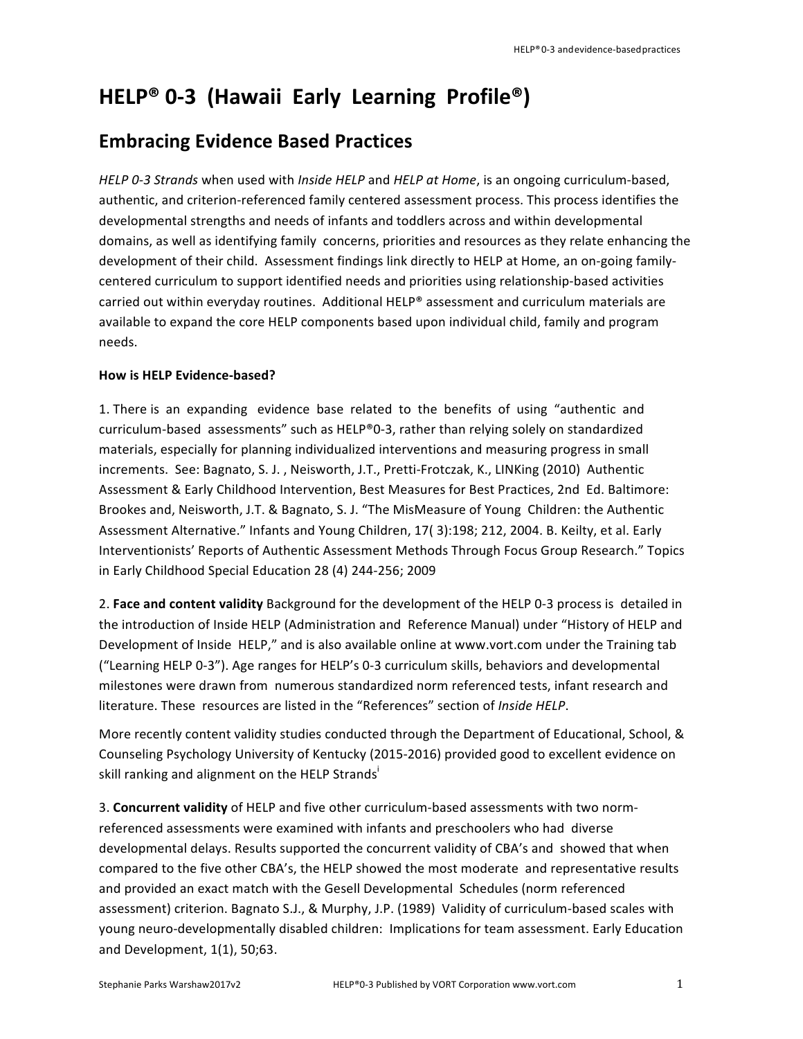# HELP® 0-3 (Hawaii Early Learning Profile®)

## Embracing Evidence Based Practices

*HELP 0-3 Strands* when used with *Inside HELP* and *HELP at Home*, is an ongoing curriculum-based, authentic, and criterion-referenced family centered assessment process. This process identifies the developmental strengths and needs of infants and toddlers across and within developmental domains, as well as identifying family concerns, priorities and resources as they relate enhancing the development of their child. Assessment findings link directly to HELP at Home, an on-going family-centered curriculum to support identified needs and priorities using relationship-based activities carried out within everyday routines. Additional HELP® assessment and curriculum materials are available to expand the core HELP components based upon individual child, family and program needs.

**How is HELP Evidence-based?**

1. There is an expanding evidence base related to the benefits of using "authentic and curriculum-based assessments" such as HELP®0-3, rather than relying solely on standardized materials, especially for planning individualized interventions and measuring progress in small increments. See: Bagnato, S. J. , Neisworth, J.T., Pretti-Frotczak, K., LINKing (2010) Authentic Assessment & Early Childhood Intervention, Best Measures for Best Practices, 2nd Ed. Baltimore: Brookes and, Neisworth, J.T. & Bagnato, S. J. "The MisMeasure of Young Children: the Authentic Assessment Alternative." Infants and Young Children, 17( 3):198; 212, 2004. B. Keilty, et al. Early Interventionists' Reports of Authentic Assessment Methods Through Focus Group Research." Topics in Early Childhood Special Education 28 (4) 244-256; 2009

2. **Face and content validity** Background for the development of the HELP 0-3 process is detailed in the introduction of Inside HELP (Administration and Reference Manual) under "History of HELP and Development of Inside HELP," and is also available online at www.vort.com under the Training tab ("Learning HELP 0-3"). Age ranges for HELP's 0-3 curriculum skills, behaviors and developmental milestones were drawn from numerous standardized norm referenced tests, infant research and literature. These resources are listed in the "References" section of *Inside HELP*.

More recently content validity studies conducted through the Department of Educational, School, & Counseling Psychology University of Kentucky (2015-2016) provided good to excellent evidence on skill ranking and alignment on the HELP Strands[i]

3. **Concurrent validity** of HELP and five other curriculum-based assessments with two norm-referenced assessments were examined with infants and preschoolers who had diverse developmental delays. Results supported the concurrent validity of CBA's and showed that when compared to the five other CBA's, the HELP showed the most moderate and representative results and provided an exact match with the Gesell Developmental Schedules (norm referenced assessment) criterion. Bagnato S.J., & Murphy, J.P. (1989) Validity of curriculum-based scales with young neuro-developmentally disabled children: Implications for team assessment. Early Education and Development, 1(1), 50;63.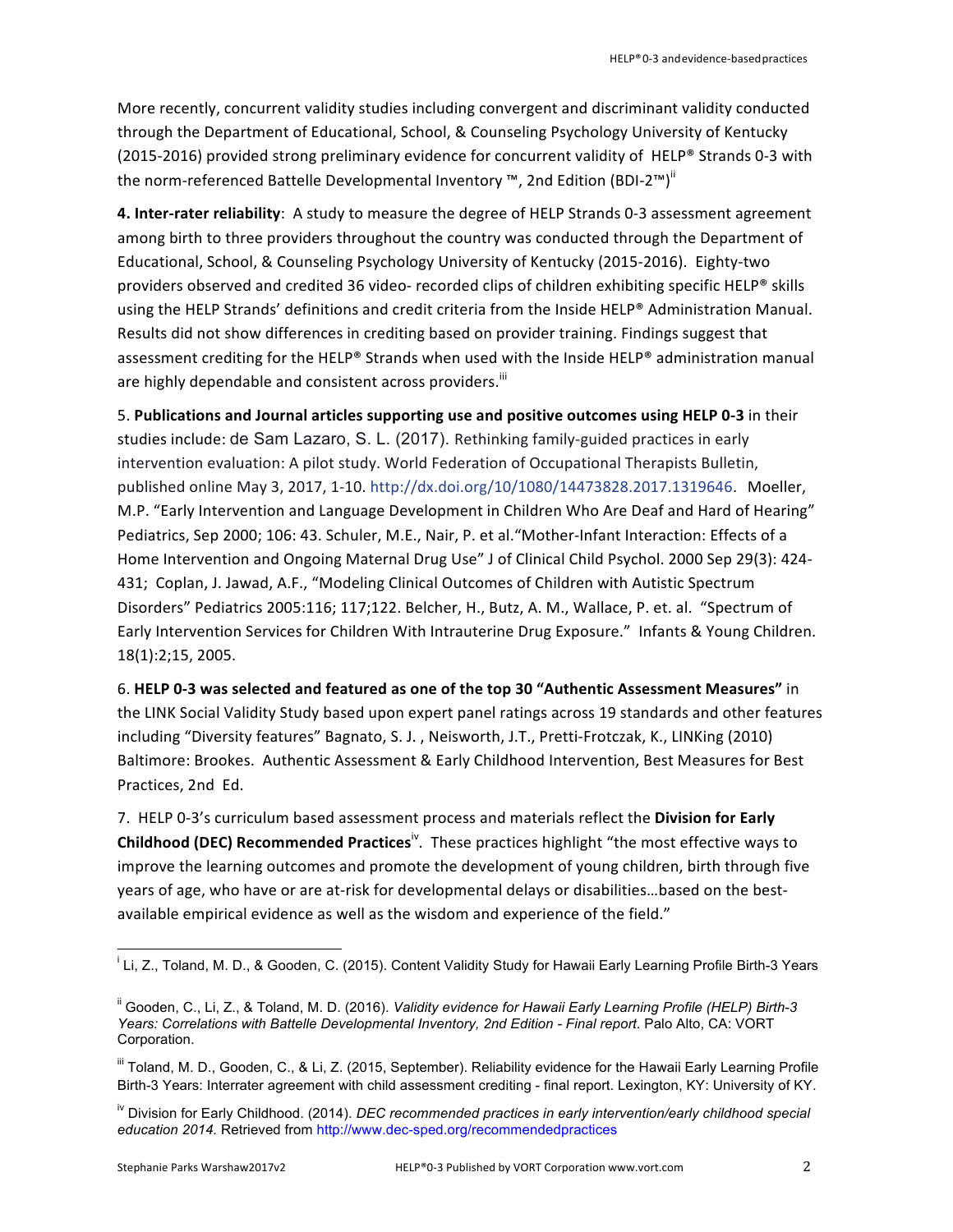More recently, concurrent validity studies including convergent and discriminant validity conducted through the Department of Educational, School, & Counseling Psychology University of Kentucky (2015-2016) provided strong preliminary evidence for concurrent validity of HELP® Strands 0-3 with the norm-referenced Battelle Developmental Inventory ™, 2nd Edition (BDI-2™)[ii]

**4. Inter-rater reliability**: A study to measure the degree of HELP Strands 0-3 assessment agreement among birth to three providers throughout the country was conducted through the Department of Educational, School, & Counseling Psychology University of Kentucky (2015-2016). Eighty-two providers observed and credited 36 video- recorded clips of children exhibiting specific HELP® skills using the HELP Strands' definitions and credit criteria from the Inside HELP® Administration Manual. Results did not show differences in crediting based on provider training. Findings suggest that assessment crediting for the HELP® Strands when used with the Inside HELP® administration manual are highly dependable and consistent across providers.[iii]

5. **Publications and Journal articles supporting use and positive outcomes using HELP 0-3** in their studies include: de Sam Lazaro, S. L. (2017). Rethinking family-guided practices in early intervention evaluation: A pilot study. World Federation of Occupational Therapists Bulletin, published online May 3, 2017, 1-10. http://dx.doi.org/10/1080/14473828.2017.1319646. Moeller, M.P. "Early Intervention and Language Development in Children Who Are Deaf and Hard of Hearing" Pediatrics, Sep 2000; 106: 43. Schuler, M.E., Nair, P. et al."Mother-Infant Interaction: Effects of a Home Intervention and Ongoing Maternal Drug Use" J of Clinical Child Psychol. 2000 Sep 29(3): 424-431; Coplan, J. Jawad, A.F., "Modeling Clinical Outcomes of Children with Autistic Spectrum Disorders" Pediatrics 2005:116; 117;122. Belcher, H., Butz, A. M., Wallace, P. et. al. "Spectrum of Early Intervention Services for Children With Intrauterine Drug Exposure." Infants & Young Children. 18(1):2;15, 2005.

6. **HELP 0-3 was selected and featured as one of the top 30 "Authentic Assessment Measures"** in the LINK Social Validity Study based upon expert panel ratings across 19 standards and other features including "Diversity features" Bagnato, S. J. , Neisworth, J.T., Pretti-Frotczak, K., LINKing (2010) Baltimore: Brookes. Authentic Assessment & Early Childhood Intervention, Best Measures for Best Practices, 2nd Ed.

7. HELP 0-3's curriculum based assessment process and materials reflect the **Division for Early Childhood (DEC) Recommended Practices**[iv]. These practices highlight "the most effective ways to improve the learning outcomes and promote the development of young children, birth through five years of age, who have or are at-risk for developmental delays or disabilities…based on the best-available empirical evidence as well as the wisdom and experience of the field."

---

[i] Li, Z., Toland, M. D., & Gooden, C. (2015). Content Validity Study for Hawaii Early Learning Profile Birth-3 Years

[ii] Gooden, C., Li, Z., & Toland, M. D. (2016). *Validity evidence for Hawaii Early Learning Profile (HELP) Birth-3 Years: Correlations with Battelle Developmental Inventory, 2nd Edition - Final report*. Palo Alto, CA: VORT Corporation.

[iii] Toland, M. D., Gooden, C., & Li, Z. (2015, September). Reliability evidence for the Hawaii Early Learning Profile Birth-3 Years: Interrater agreement with child assessment crediting - final report. Lexington, KY: University of KY.

[iv] Division for Early Childhood. (2014). *DEC recommended practices in early intervention/early childhood special education 2014.* Retrieved from http://www.dec-sped.org/recommendedpractices